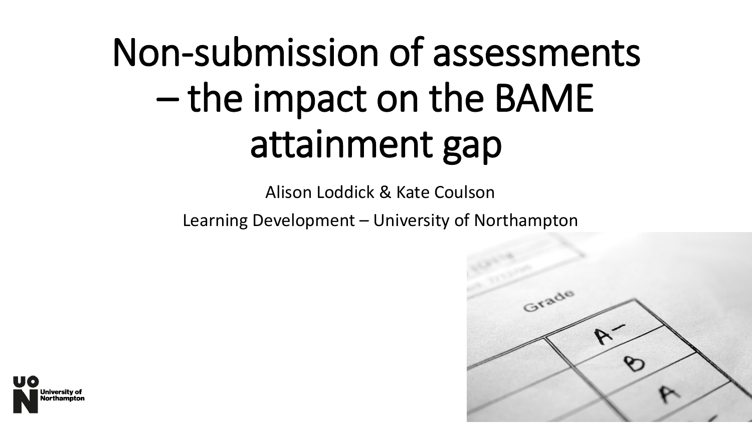# Non-submission of assessments – the impact on the BAME attainment gap

Alison Loddick & Kate Coulson

Learning Development – University of Northampton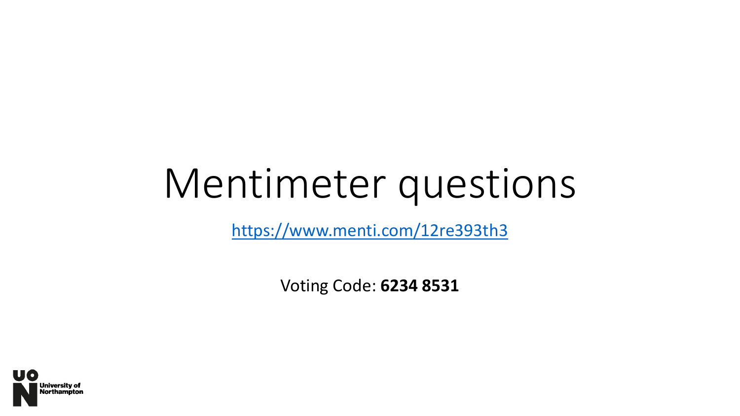# Mentimeter questions

https://www.menti.com/12re393th3

Voting Code: **6234 8531**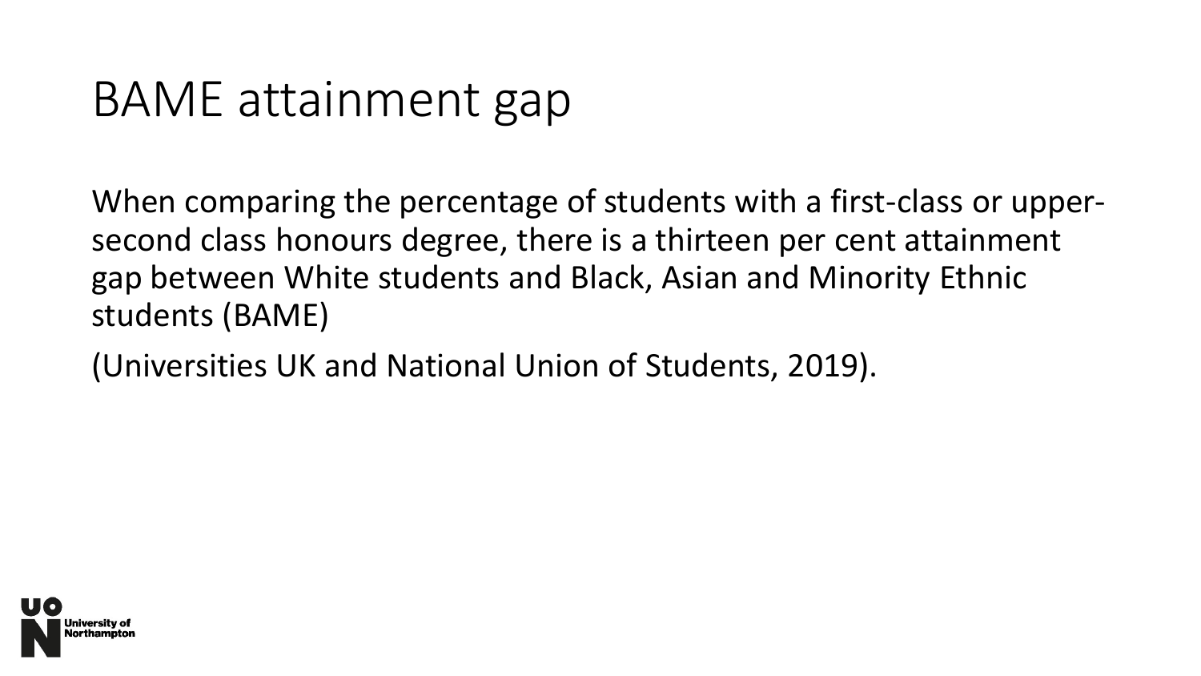# BAME attainment gap

When comparing the percentage of students with a first-class or upper-second class honours degree, there is a thirteen per cent attainment gap between White students and Black, Asian and Minority Ethnic students (BAME)

(Universities UK and National Union of Students, 2019).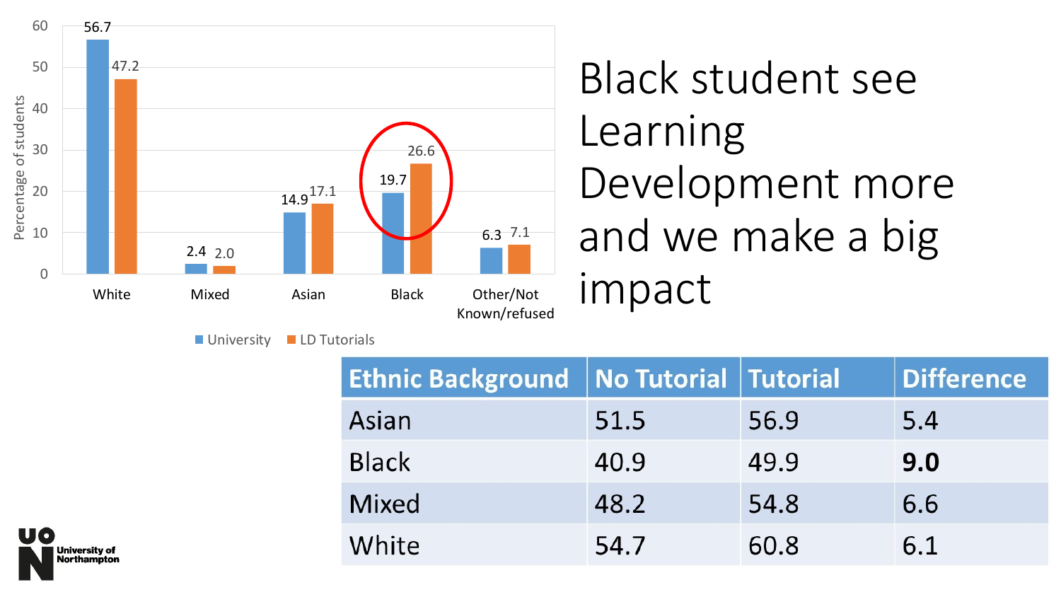# Black student see Learning Development more and we make a big impact

| | White | Mixed | Asian | Black | Other/Not Known/refused |
|---|---|---|---|---|---|
| University | 56.7 | 2.4 | 14.9 | 19.7 | 6.3 |
| LD Tutorials | 47.2 | 2.0 | 17.1 | 26.6 | 7.1 |

Percentage of students

| Ethnic Background | No Tutorial | Tutorial | Difference |
|---|---|---|---|
| Asian | 51.5 | 56.9 | 5.4 |
| Black | 40.9 | 49.9 | **9.0** |
| Mixed | 48.2 | 54.8 | 6.6 |
| White | 54.7 | 60.8 | 6.1 |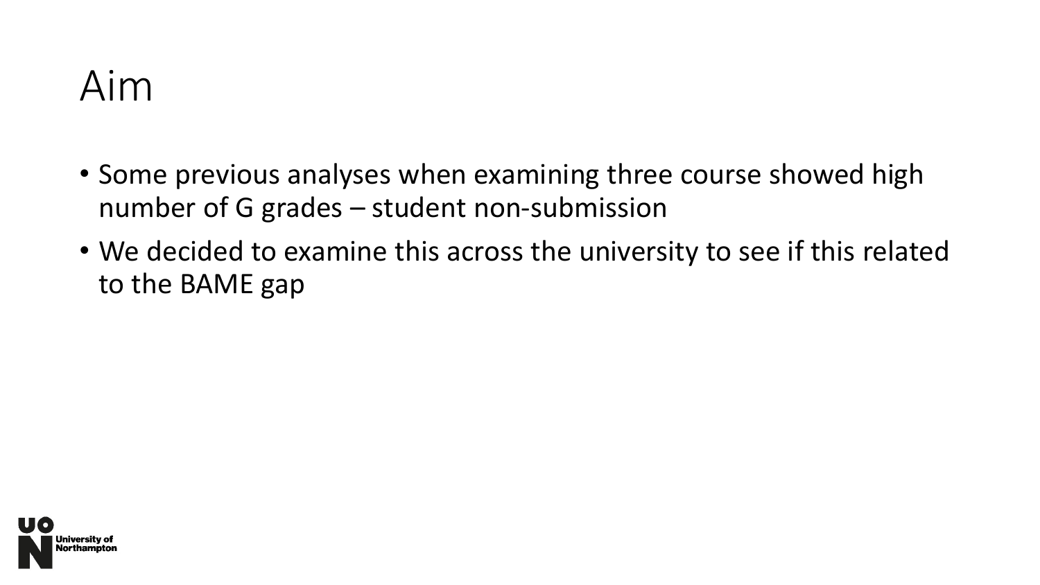# Aim

- Some previous analyses when examining three course showed high number of G grades – student non-submission
- We decided to examine this across the university to see if this related to the BAME gap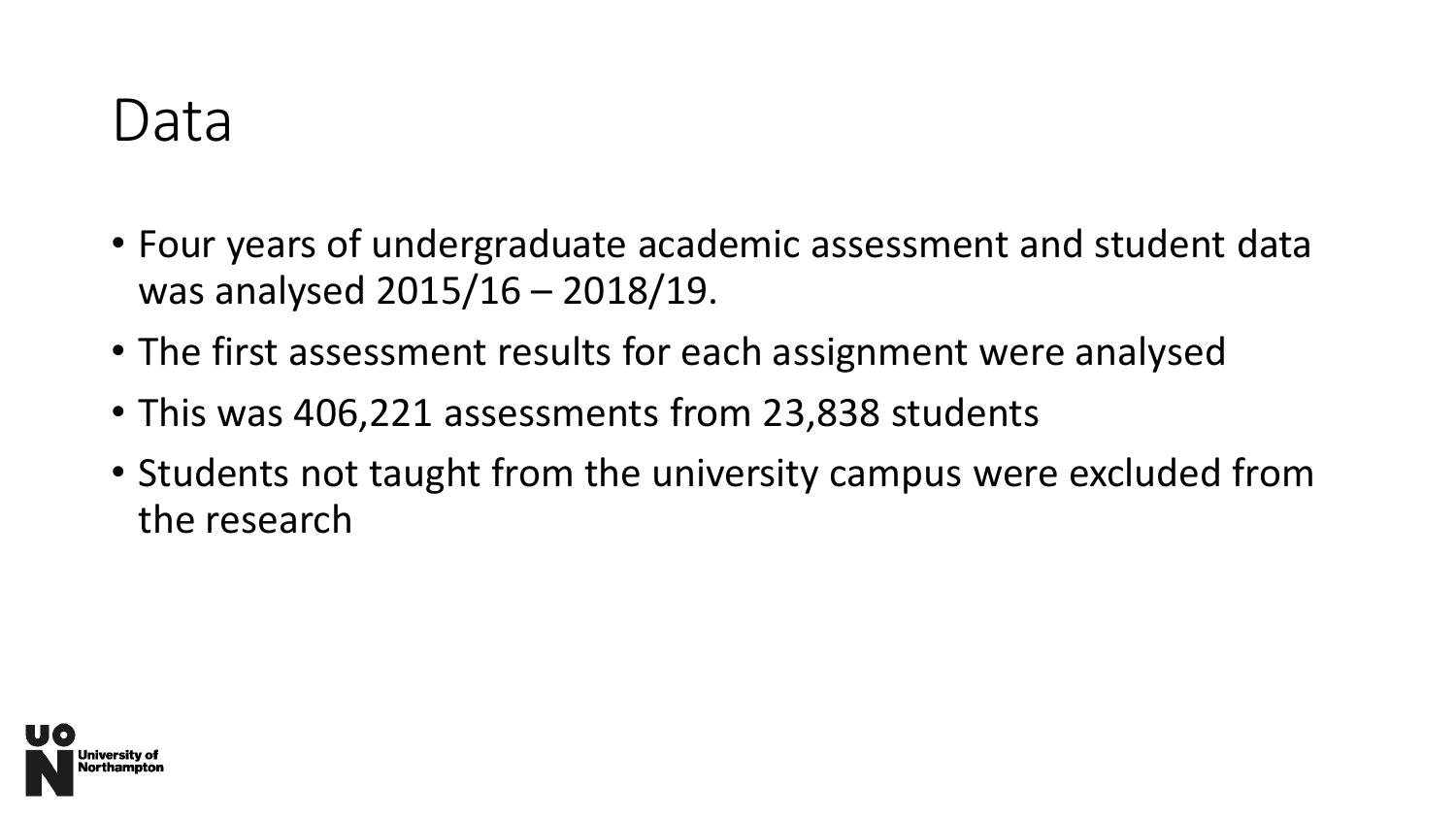# Data

- Four years of undergraduate academic assessment and student data was analysed 2015/16 – 2018/19.
- The first assessment results for each assignment were analysed
- This was 406,221 assessments from 23,838 students
- Students not taught from the university campus were excluded from the research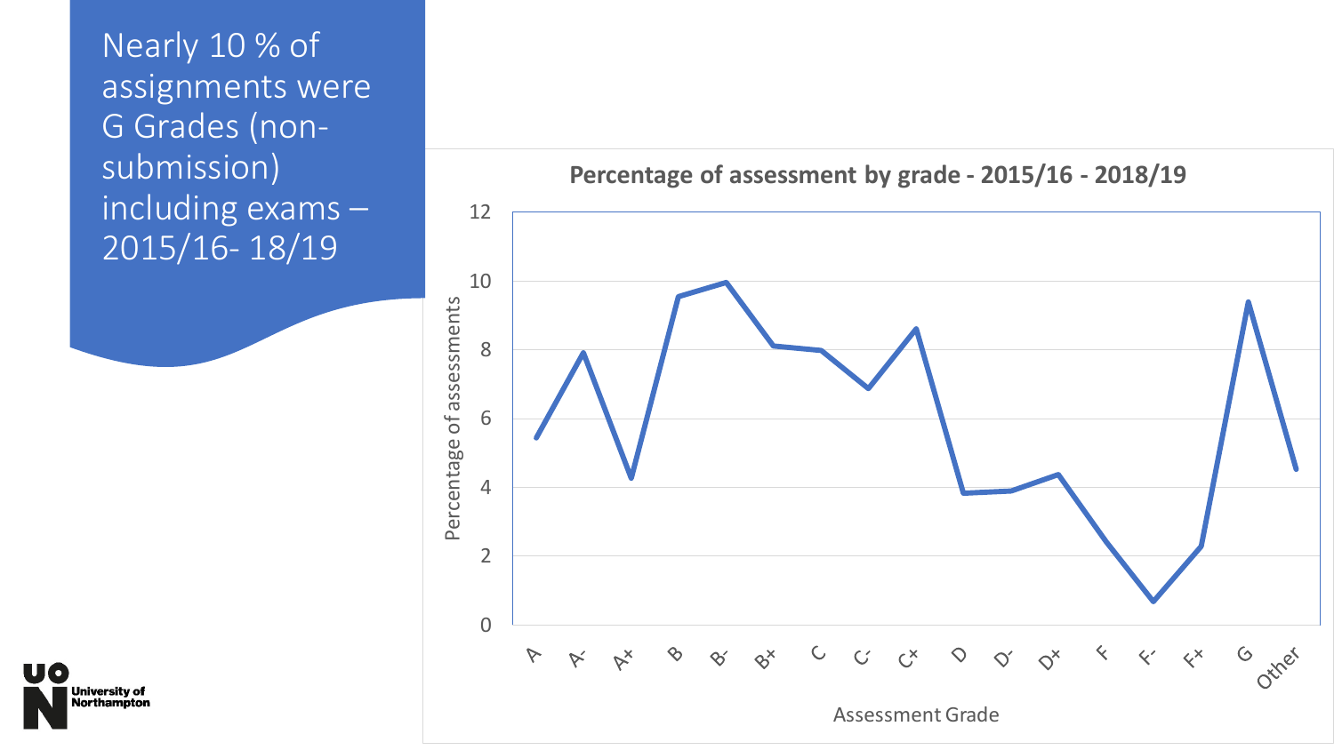Nearly 10 % of assignments were G Grades (non-submission) including exams – 2015/16- 18/19

**Percentage of assessment by grade - 2015/16 - 2018/19**

Percentage of assessments

Assessment Grade

A, A-, A+, B, B-, B+, C, C-, C+, D, D-, D+, F, F-, F+, G, Other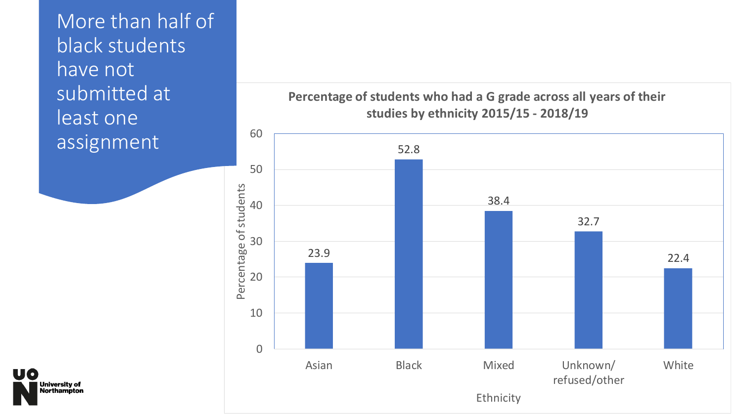# More than half of black students have not submitted at least one assignment

**Percentage of students who had a G grade across all years of their studies by ethnicity 2015/15 - 2018/19**

| Ethnicity | Percentage of students |
|---|---|
| Asian | 23.9 |
| Black | 52.8 |
| Mixed | 38.4 |
| Unknown/ refused/other | 32.7 |
| White | 22.4 |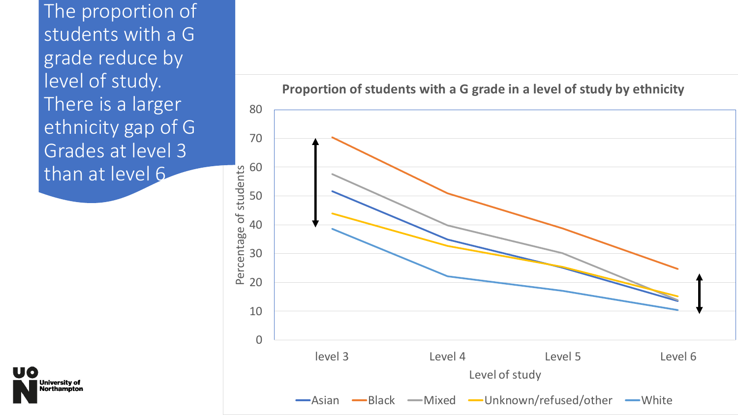The proportion of students with a G grade reduce by level of study. There is a larger ethnicity gap of G Grades at level 3 than at level 6

**Proportion of students with a G grade in a level of study by ethnicity**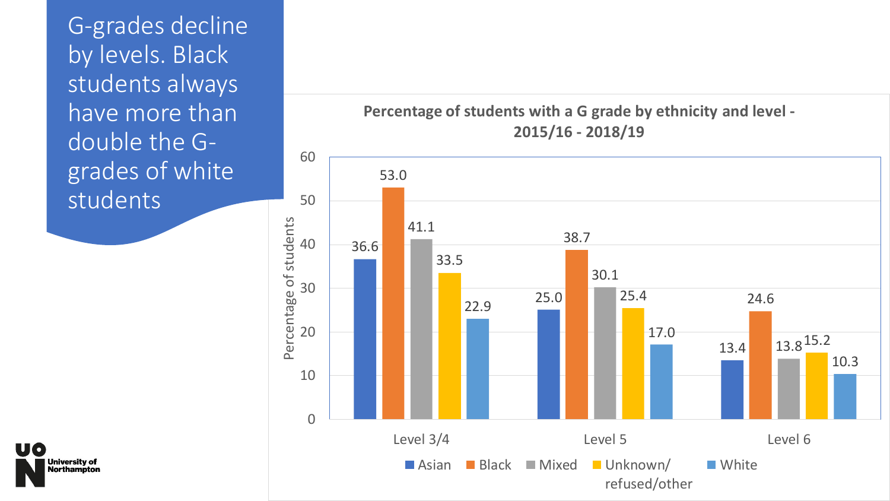# G-grades decline by levels. Black students always have more than double the G-grades of white students

**Percentage of students with a G grade by ethnicity and level - 2015/16 - 2018/19**

| Level | Asian | Black | Mixed | Unknown/refused/other | White |
|---|---|---|---|---|---|
| Level 3/4 | 36.6 | 53.0 | 41.1 | 33.5 | 22.9 |
| Level 5 | 25.0 | 38.7 | 30.1 | 25.4 | 17.0 |
| Level 6 | 13.4 | 24.6 | 13.8 | 15.2 | 10.3 |

Y-axis: Percentage of students

University of Northampton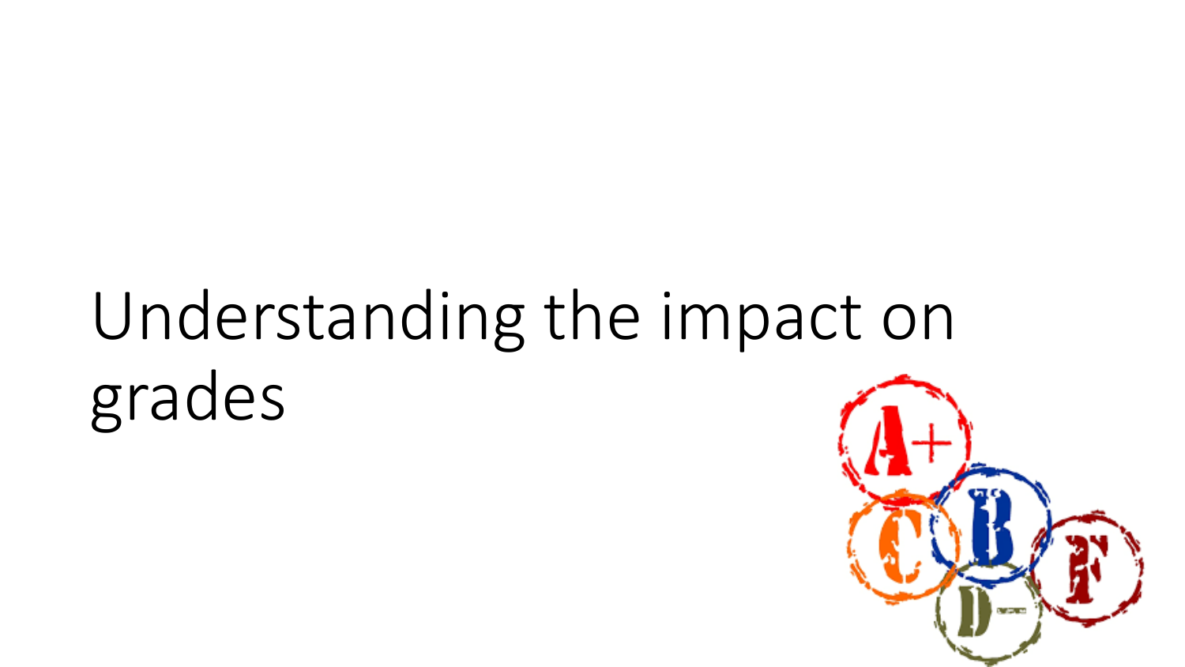# Understanding the impact on grades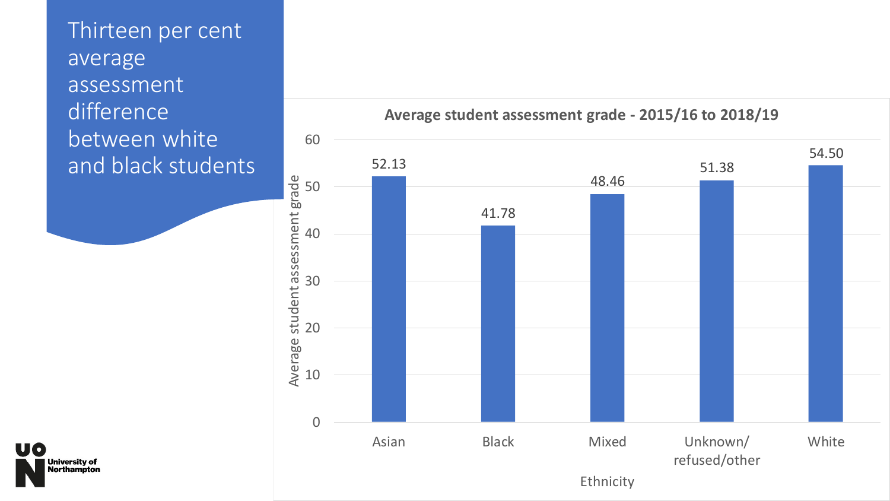# Thirteen per cent average assessment difference between white and black students

**Average student assessment grade - 2015/16 to 2018/19**

| Ethnicity | Average student assessment grade |
|---|---|
| Asian | 52.13 |
| Black | 41.78 |
| Mixed | 48.46 |
| Unknown/ refused/other | 51.38 |
| White | 54.50 |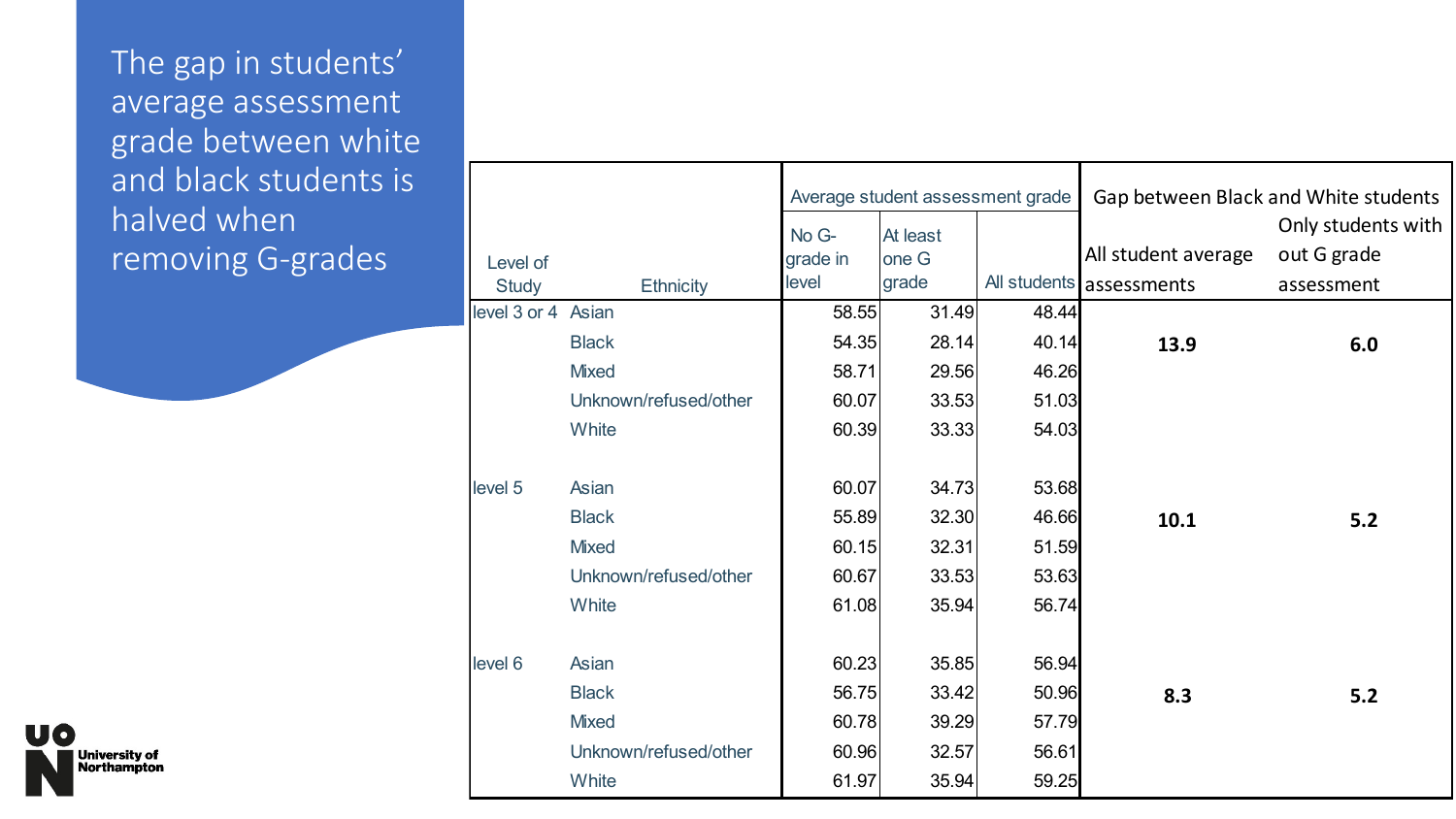# The gap in students' average assessment grade between white and black students is halved when removing G-grades

| Level of Study | Ethnicity | Average student assessment grade | | | Gap between Black and White students | |
|---|---|---|---|---|---|---|
| | | No G-grade in level | At least one G grade | All students | All student average assessments | Only students with out G grade assessment |
| level 3 or 4 | Asian | 58.55 | 31.49 | 48.44 | | |
| | Black | 54.35 | 28.14 | 40.14 | **13.9** | **6.0** |
| | Mixed | 58.71 | 29.56 | 46.26 | | |
| | Unknown/refused/other | 60.07 | 33.53 | 51.03 | | |
| | White | 60.39 | 33.33 | 54.03 | | |
| level 5 | Asian | 60.07 | 34.73 | 53.68 | | |
| | Black | 55.89 | 32.30 | 46.66 | **10.1** | **5.2** |
| | Mixed | 60.15 | 32.31 | 51.59 | | |
| | Unknown/refused/other | 60.67 | 33.53 | 53.63 | | |
| | White | 61.08 | 35.94 | 56.74 | | |
| level 6 | Asian | 60.23 | 35.85 | 56.94 | | |
| | Black | 56.75 | 33.42 | 50.96 | **8.3** | **5.2** |
| | Mixed | 60.78 | 39.29 | 57.79 | | |
| | Unknown/refused/other | 60.96 | 32.57 | 56.61 | | |
| | White | 61.97 | 35.94 | 59.25 | | |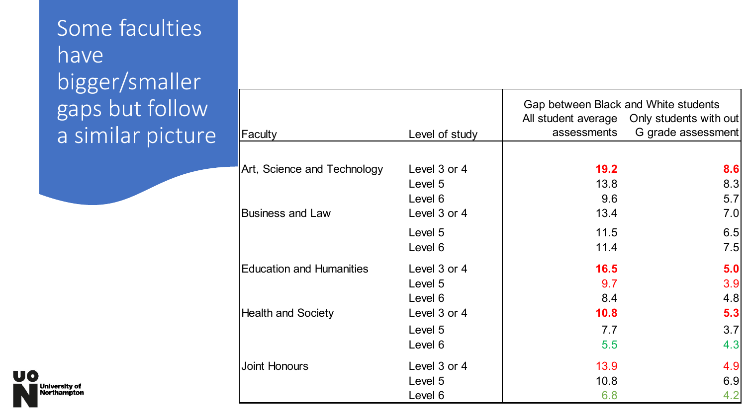# Some faculties have bigger/smaller gaps but follow a similar picture

| Faculty | Level of study | Gap between Black and White students | |
|---|---|---|---|
| | | All student average assessments | Only students with out G grade assessment |
| Art, Science and Technology | Level 3 or 4 | **19.2** | **8.6** |
| | Level 5 | 13.8 | 8.3 |
| | Level 6 | 9.6 | 5.7 |
| Business and Law | Level 3 or 4 | 13.4 | 7.0 |
| | Level 5 | 11.5 | 6.5 |
| | Level 6 | 11.4 | 7.5 |
| Education and Humanities | Level 3 or 4 | **16.5** | **5.0** |
| | Level 5 | 9.7 | 3.9 |
| | Level 6 | 8.4 | 4.8 |
| Health and Society | Level 3 or 4 | **10.8** | **5.3** |
| | Level 5 | 7.7 | 3.7 |
| | Level 6 | 5.5 | 4.3 |
| Joint Honours | Level 3 or 4 | 13.9 | 4.9 |
| | Level 5 | 10.8 | 6.9 |
| | Level 6 | 6.8 | 4.2 |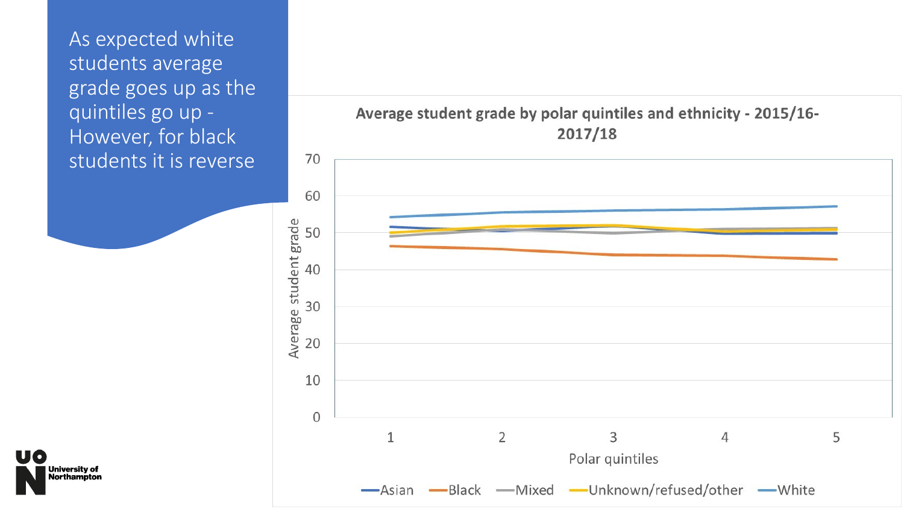As expected white students average grade goes up as the quintiles go up - However, for black students it is reverse

**Average student grade by polar quintiles and ethnicity - 2015/16-2017/18**

Average student grade

70
60
50
40
30
20
10
0

1 2 3 4 5

Polar quintiles

Asian | Black | Mixed | Unknown/refused/other | White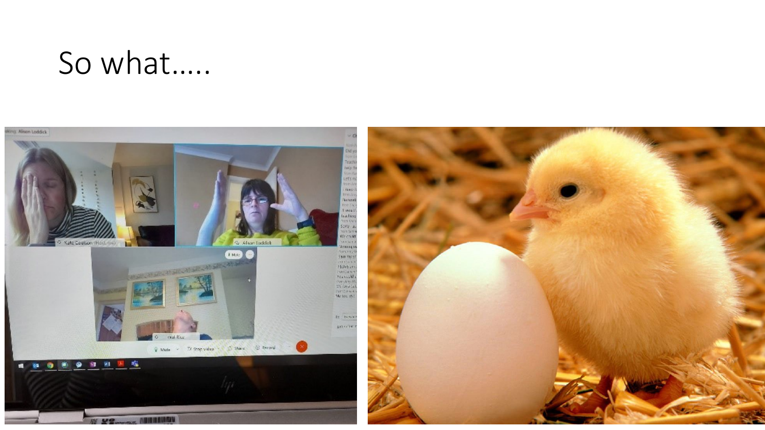# So what…..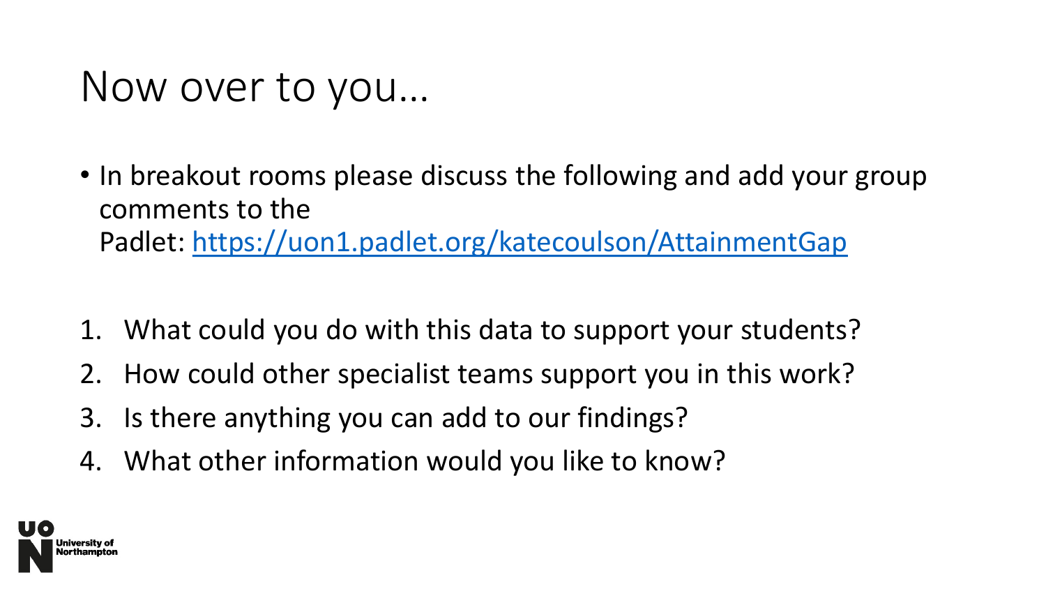# Now over to you…

- In breakout rooms please discuss the following and add your group comments to the Padlet: https://uon1.padlet.org/katecoulson/AttainmentGap

1. What could you do with this data to support your students?
2. How could other specialist teams support you in this work?
3. Is there anything you can add to our findings?
4. What other information would you like to know?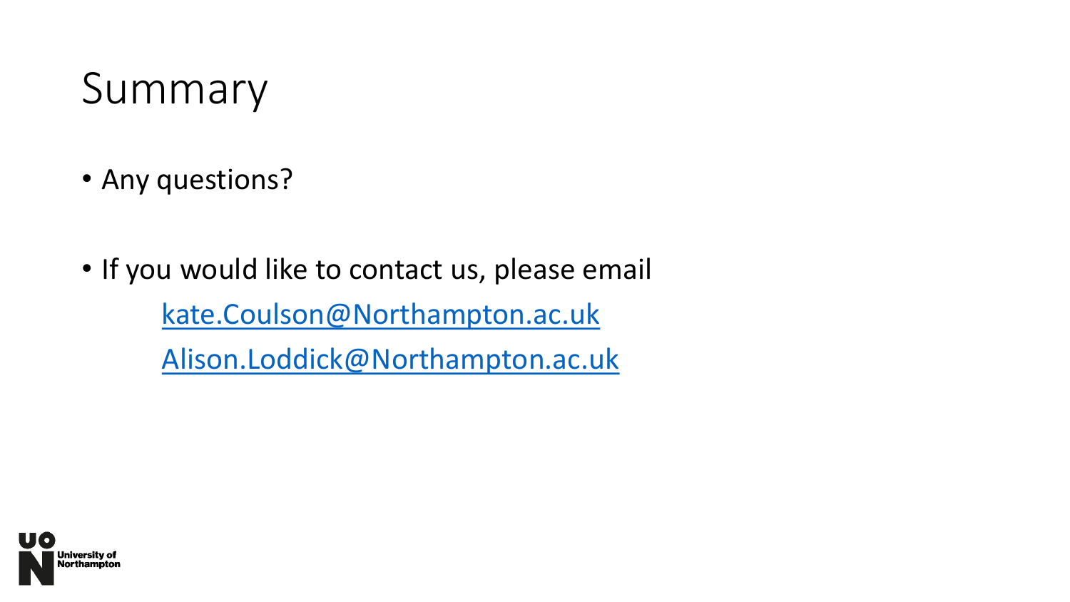# Summary

- Any questions?

- If you would like to contact us, please email

  kate.Coulson@Northampton.ac.uk

  Alison.Loddick@Northampton.ac.uk